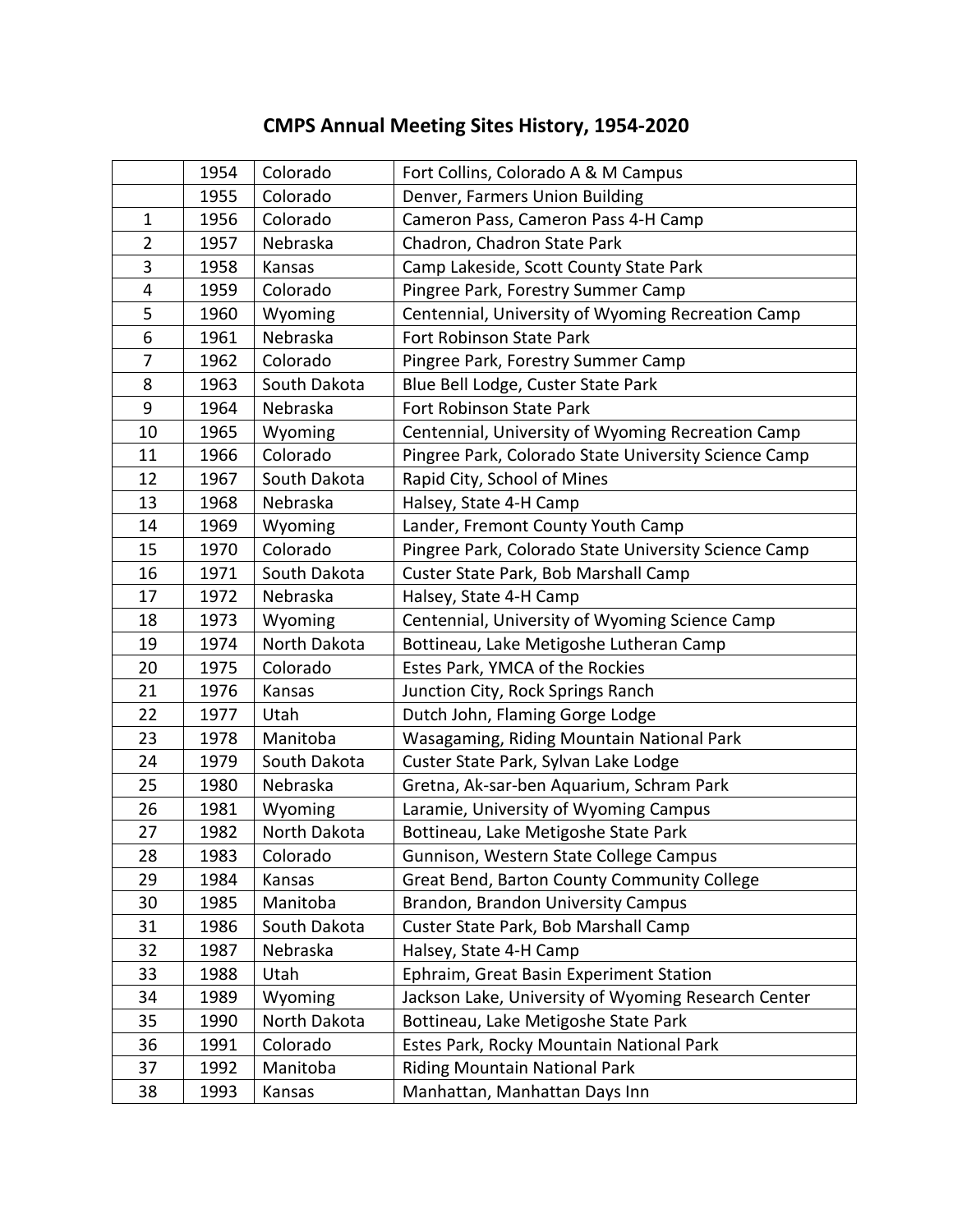# CMPS Annual Meeting Sites History, 1954-2020

| | | | |
|---|---|---|---|
| | 1954 | Colorado | Fort Collins, Colorado A & M Campus |
| | 1955 | Colorado | Denver, Farmers Union Building |
| 1 | 1956 | Colorado | Cameron Pass, Cameron Pass 4-H Camp |
| 2 | 1957 | Nebraska | Chadron, Chadron State Park |
| 3 | 1958 | Kansas | Camp Lakeside, Scott County State Park |
| 4 | 1959 | Colorado | Pingree Park, Forestry Summer Camp |
| 5 | 1960 | Wyoming | Centennial, University of Wyoming Recreation Camp |
| 6 | 1961 | Nebraska | Fort Robinson State Park |
| 7 | 1962 | Colorado | Pingree Park, Forestry Summer Camp |
| 8 | 1963 | South Dakota | Blue Bell Lodge, Custer State Park |
| 9 | 1964 | Nebraska | Fort Robinson State Park |
| 10 | 1965 | Wyoming | Centennial, University of Wyoming Recreation Camp |
| 11 | 1966 | Colorado | Pingree Park, Colorado State University Science Camp |
| 12 | 1967 | South Dakota | Rapid City, School of Mines |
| 13 | 1968 | Nebraska | Halsey, State 4-H Camp |
| 14 | 1969 | Wyoming | Lander, Fremont County Youth Camp |
| 15 | 1970 | Colorado | Pingree Park, Colorado State University Science Camp |
| 16 | 1971 | South Dakota | Custer State Park, Bob Marshall Camp |
| 17 | 1972 | Nebraska | Halsey, State 4-H Camp |
| 18 | 1973 | Wyoming | Centennial, University of Wyoming Science Camp |
| 19 | 1974 | North Dakota | Bottineau, Lake Metigoshe Lutheran Camp |
| 20 | 1975 | Colorado | Estes Park, YMCA of the Rockies |
| 21 | 1976 | Kansas | Junction City, Rock Springs Ranch |
| 22 | 1977 | Utah | Dutch John, Flaming Gorge Lodge |
| 23 | 1978 | Manitoba | Wasagaming, Riding Mountain National Park |
| 24 | 1979 | South Dakota | Custer State Park, Sylvan Lake Lodge |
| 25 | 1980 | Nebraska | Gretna, Ak-sar-ben Aquarium, Schram Park |
| 26 | 1981 | Wyoming | Laramie, University of Wyoming Campus |
| 27 | 1982 | North Dakota | Bottineau, Lake Metigoshe State Park |
| 28 | 1983 | Colorado | Gunnison, Western State College Campus |
| 29 | 1984 | Kansas | Great Bend, Barton County Community College |
| 30 | 1985 | Manitoba | Brandon, Brandon University Campus |
| 31 | 1986 | South Dakota | Custer State Park, Bob Marshall Camp |
| 32 | 1987 | Nebraska | Halsey, State 4-H Camp |
| 33 | 1988 | Utah | Ephraim, Great Basin Experiment Station |
| 34 | 1989 | Wyoming | Jackson Lake, University of Wyoming Research Center |
| 35 | 1990 | North Dakota | Bottineau, Lake Metigoshe State Park |
| 36 | 1991 | Colorado | Estes Park, Rocky Mountain National Park |
| 37 | 1992 | Manitoba | Riding Mountain National Park |
| 38 | 1993 | Kansas | Manhattan, Manhattan Days Inn |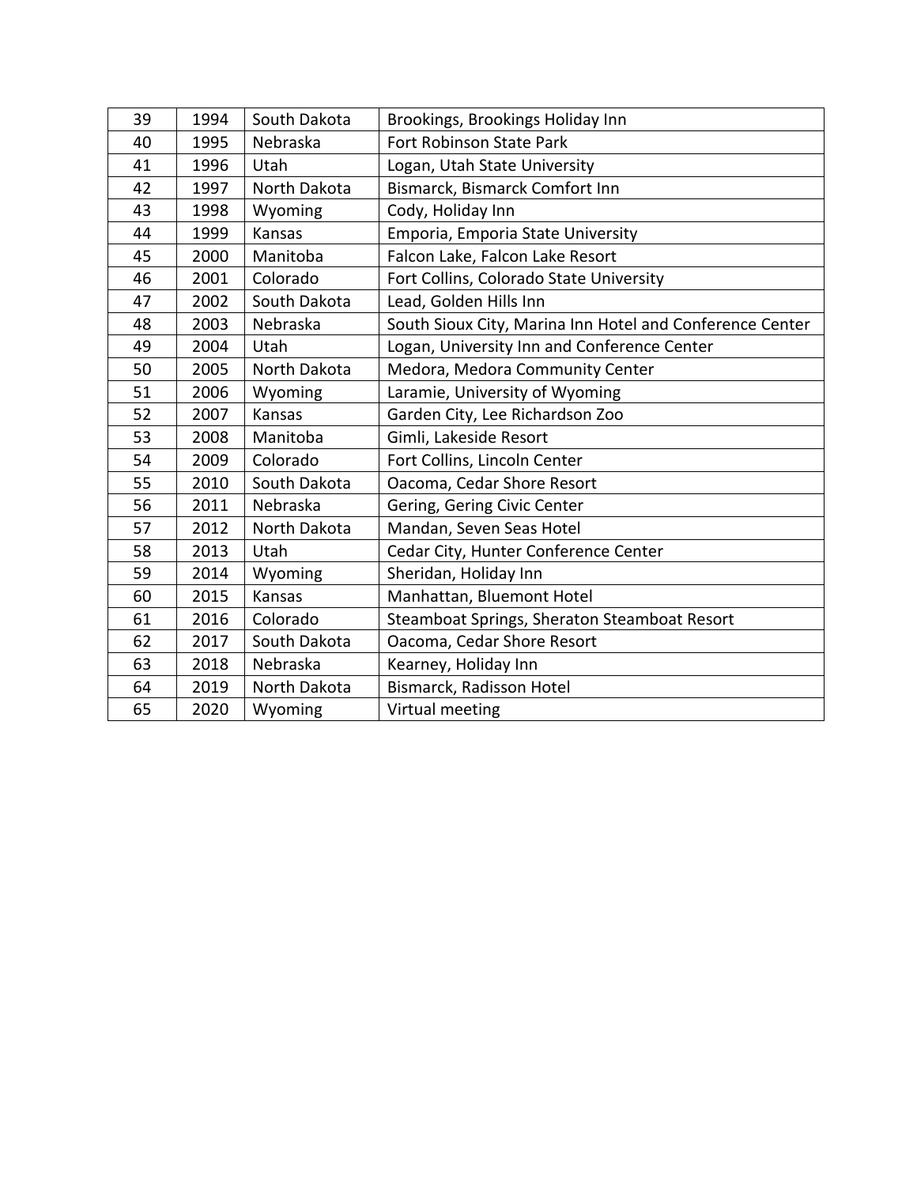| | | | |
|---|---|---|---|
| 39 | 1994 | South Dakota | Brookings, Brookings Holiday Inn |
| 40 | 1995 | Nebraska | Fort Robinson State Park |
| 41 | 1996 | Utah | Logan, Utah State University |
| 42 | 1997 | North Dakota | Bismarck, Bismarck Comfort Inn |
| 43 | 1998 | Wyoming | Cody, Holiday Inn |
| 44 | 1999 | Kansas | Emporia, Emporia State University |
| 45 | 2000 | Manitoba | Falcon Lake, Falcon Lake Resort |
| 46 | 2001 | Colorado | Fort Collins, Colorado State University |
| 47 | 2002 | South Dakota | Lead, Golden Hills Inn |
| 48 | 2003 | Nebraska | South Sioux City, Marina Inn Hotel and Conference Center |
| 49 | 2004 | Utah | Logan, University Inn and Conference Center |
| 50 | 2005 | North Dakota | Medora, Medora Community Center |
| 51 | 2006 | Wyoming | Laramie, University of Wyoming |
| 52 | 2007 | Kansas | Garden City, Lee Richardson Zoo |
| 53 | 2008 | Manitoba | Gimli, Lakeside Resort |
| 54 | 2009 | Colorado | Fort Collins, Lincoln Center |
| 55 | 2010 | South Dakota | Oacoma, Cedar Shore Resort |
| 56 | 2011 | Nebraska | Gering, Gering Civic Center |
| 57 | 2012 | North Dakota | Mandan, Seven Seas Hotel |
| 58 | 2013 | Utah | Cedar City, Hunter Conference Center |
| 59 | 2014 | Wyoming | Sheridan, Holiday Inn |
| 60 | 2015 | Kansas | Manhattan, Bluemont Hotel |
| 61 | 2016 | Colorado | Steamboat Springs, Sheraton Steamboat Resort |
| 62 | 2017 | South Dakota | Oacoma, Cedar Shore Resort |
| 63 | 2018 | Nebraska | Kearney, Holiday Inn |
| 64 | 2019 | North Dakota | Bismarck, Radisson Hotel |
| 65 | 2020 | Wyoming | Virtual meeting |